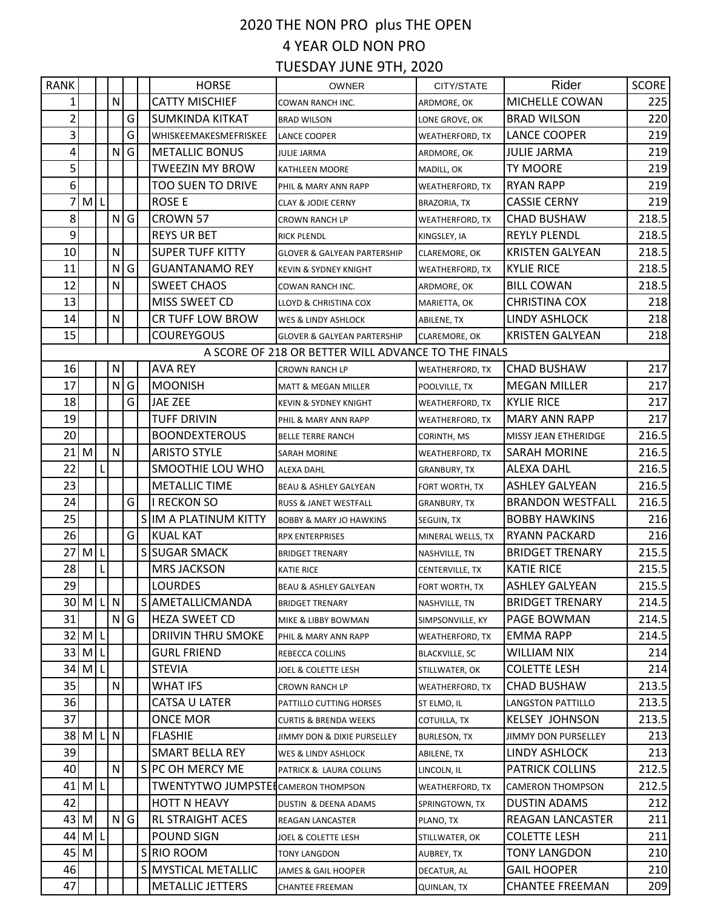# 2020 THE NON PRO plus THE OPEN

## 4 YEAR OLD NON PRO

## TUESDAY JUNE 9TH, 2020

| RANK | | | | | | HORSE | OWNER | CITY/STATE | Rider | SCORE |
|---|---|---|---|---|---|---|---|---|---|---|
| 1 | | | N | | | CATTY MISCHIEF | COWAN RANCH INC. | ARDMORE, OK | MICHELLE COWAN | 225 |
| 2 | | | | G | | SUMKINDA KITKAT | BRAD WILSON | LONE GROVE, OK | BRAD WILSON | 220 |
| 3 | | | | G | | WHISKEEMAKESMEFRISKEE | LANCE COOPER | WEATHERFORD, TX | LANCE COOPER | 219 |
| 4 | | | N | G | | METALLIC BONUS | JULIE JARMA | ARDMORE, OK | JULIE JARMA | 219 |
| 5 | | | | | | TWEEZIN MY BROW | KATHLEEN MOORE | MADILL, OK | TY MOORE | 219 |
| 6 | | | | | | TOO SUEN TO DRIVE | PHIL & MARY ANN RAPP | WEATHERFORD, TX | RYAN RAPP | 219 |
| 7 | M | L | | | | ROSE E | CLAY & JODIE CERNY | BRAZORIA, TX | CASSIE CERNY | 219 |
| 8 | | | N | G | | CROWN 57 | CROWN RANCH LP | WEATHERFORD, TX | CHAD BUSHAW | 218.5 |
| 9 | | | | | | REYS UR BET | RICK PLENDL | KINGSLEY, IA | REYLY PLENDL | 218.5 |
| 10 | | | N | | | SUPER TUFF KITTY | GLOVER & GALYEAN PARTERSHIP | CLAREMORE, OK | KRISTEN GALYEAN | 218.5 |
| 11 | | | N | G | | GUANTANAMO REY | KEVIN & SYDNEY KNIGHT | WEATHERFORD, TX | KYLIE RICE | 218.5 |
| 12 | | | N | | | SWEET CHAOS | COWAN RANCH INC. | ARDMORE, OK | BILL COWAN | 218.5 |
| 13 | | | | | | MISS SWEET CD | LLOYD & CHRISTINA COX | MARIETTA, OK | CHRISTINA COX | 218 |
| 14 | | | N | | | CR TUFF LOW BROW | WES & LINDY ASHLOCK | ABILENE, TX | LINDY ASHLOCK | 218 |
| 15 | | | | | | COUREYGOUS | GLOVER & GALYEAN PARTERSHIP | CLAREMORE, OK | KRISTEN GALYEAN | 218 |
| A SCORE OF 218 OR BETTER WILL ADVANCE TO THE FINALS | | | | | | | | | | |
| 16 | | | N | | | AVA REY | CROWN RANCH LP | WEATHERFORD, TX | CHAD BUSHAW | 217 |
| 17 | | | N | G | | MOONISH | MATT & MEGAN MILLER | POOLVILLE, TX | MEGAN MILLER | 217 |
| 18 | | | | G | | JAE ZEE | KEVIN & SYDNEY KNIGHT | WEATHERFORD, TX | KYLIE RICE | 217 |
| 19 | | | | | | TUFF DRIVIN | PHIL & MARY ANN RAPP | WEATHERFORD, TX | MARY ANN RAPP | 217 |
| 20 | | | | | | BOONDEXTEROUS | BELLE TERRE RANCH | CORINTH, MS | MISSY JEAN ETHERIDGE | 216.5 |
| 21 | M | | N | | | ARISTO STYLE | SARAH MORINE | WEATHERFORD, TX | SARAH MORINE | 216.5 |
| 22 | | L | | | | SMOOTHIE LOU WHO | ALEXA DAHL | GRANBURY, TX | ALEXA DAHL | 216.5 |
| 23 | | | | | | METALLIC TIME | BEAU & ASHLEY GALYEAN | FORT WORTH, TX | ASHLEY GALYEAN | 216.5 |
| 24 | | | | G | | I RECKON SO | RUSS & JANET WESTFALL | GRANBURY, TX | BRANDON WESTFALL | 216.5 |
| 25 | | | | | S | IM A PLATINUM KITTY | BOBBY & MARY JO HAWKINS | SEGUIN, TX | BOBBY HAWKINS | 216 |
| 26 | | | | G | | KUAL KAT | RPX ENTERPRISES | MINERAL WELLS, TX | RYANN PACKARD | 216 |
| 27 | M | L | | | S | SUGAR SMACK | BRIDGET TRENARY | NASHVILLE, TN | BRIDGET TRENARY | 215.5 |
| 28 | | L | | | | MRS JACKSON | KATIE RICE | CENTERVILLE, TX | KATIE RICE | 215.5 |
| 29 | | | | | | LOURDES | BEAU & ASHLEY GALYEAN | FORT WORTH, TX | ASHLEY GALYEAN | 215.5 |
| 30 | M | L | N | | S | AMETALLICMANDA | BRIDGET TRENARY | NASHVILLE, TN | BRIDGET TRENARY | 214.5 |
| 31 | | | N | G | | HEZA SWEET CD | MIKE & LIBBY BOWMAN | SIMPSONVILLE, KY | PAGE BOWMAN | 214.5 |
| 32 | M | L | | | | DRIIVIN THRU SMOKE | PHIL & MARY ANN RAPP | WEATHERFORD, TX | EMMA RAPP | 214.5 |
| 33 | M | L | | | | GURL FRIEND | REBECCA COLLINS | BLACKVILLE, SC | WILLIAM NIX | 214 |
| 34 | M | L | | | | STEVIA | JOEL & COLETTE LESH | STILLWATER, OK | COLETTE LESH | 214 |
| 35 | | | N | | | WHAT IFS | CROWN RANCH LP | WEATHERFORD, TX | CHAD BUSHAW | 213.5 |
| 36 | | | | | | CATSA U LATER | PATTILLO CUTTING HORSES | ST ELMO, IL | LANGSTON PATTILLO | 213.5 |
| 37 | | | | | | ONCE MOR | CURTIS & BRENDA WEEKS | COTUILLA, TX | KELSEY JOHNSON | 213.5 |
| 38 | M | L | N | | | FLASHIE | JIMMY DON & DIXIE PURSELLEY | BURLESON, TX | JIMMY DON PURSELLEY | 213 |
| 39 | | | | | | SMART BELLA REY | WES & LINDY ASHLOCK | ABILENE, TX | LINDY ASHLOCK | 213 |
| 40 | | | N | | S | PC OH MERCY ME | PATRICK & LAURA COLLINS | LINCOLN, IL | PATRICK COLLINS | 212.5 |
| 41 | M | L | | | | TWENTYTWO JUMPSTEE | CAMERON THOMPSON | WEATHERFORD, TX | CAMERON THOMPSON | 212.5 |
| 42 | | | | | | HOTT N HEAVY | DUSTIN & DEENA ADAMS | SPRINGTOWN, TX | DUSTIN ADAMS | 212 |
| 43 | M | | N | G | | RL STRAIGHT ACES | REAGAN LANCASTER | PLANO, TX | REAGAN LANCASTER | 211 |
| 44 | M | L | | | | POUND SIGN | JOEL & COLETTE LESH | STILLWATER, OK | COLETTE LESH | 211 |
| 45 | M | | | | S | RIO ROOM | TONY LANGDON | AUBREY, TX | TONY LANGDON | 210 |
| 46 | | | | | S | MYSTICAL METALLIC | JAMES & GAIL HOOPER | DECATUR, AL | GAIL HOOPER | 210 |
| 47 | | | | | | METALLIC JETTERS | CHANTEE FREEMAN | QUINLAN, TX | CHANTEE FREEMAN | 209 |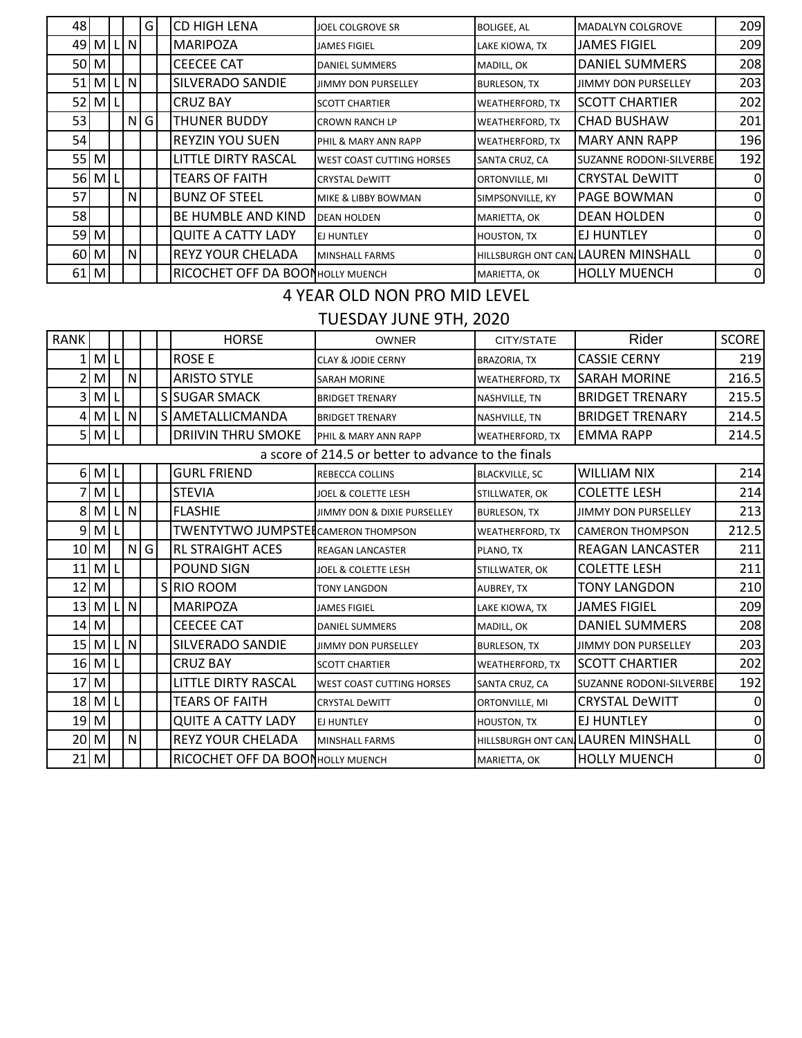| | | | | | | | | | | |
|---|---|---|---|---|---|---|---|---|---|---|
| 48 | | | | G | | CD HIGH LENA | JOEL COLGROVE SR | BOLIGEE, AL | MADALYN COLGROVE | 209 |
| 49 | M | L | N | | | MARIPOZA | JAMES FIGIEL | LAKE KIOWA, TX | JAMES FIGIEL | 209 |
| 50 | M | | | | | CEECEE CAT | DANIEL SUMMERS | MADILL, OK | DANIEL SUMMERS | 208 |
| 51 | M | L | N | | | SILVERADO SANDIE | JIMMY DON PURSELLEY | BURLESON, TX | JIMMY DON PURSELLEY | 203 |
| 52 | M | L | | | | CRUZ BAY | SCOTT CHARTIER | WEATHERFORD, TX | SCOTT CHARTIER | 202 |
| 53 | | | N | G | | THUNER BUDDY | CROWN RANCH LP | WEATHERFORD, TX | CHAD BUSHAW | 201 |
| 54 | | | | | | REYZIN YOU SUEN | PHIL & MARY ANN RAPP | WEATHERFORD, TX | MARY ANN RAPP | 196 |
| 55 | M | | | | | LITTLE DIRTY RASCAL | WEST COAST CUTTING HORSES | SANTA CRUZ, CA | SUZANNE RODONI-SILVERBE | 192 |
| 56 | M | L | | | | TEARS OF FAITH | CRYSTAL DeWITT | ORTONVILLE, MI | CRYSTAL DeWITT | 0 |
| 57 | | | N | | | BUNZ OF STEEL | MIKE & LIBBY BOWMAN | SIMPSONVILLE, KY | PAGE BOWMAN | 0 |
| 58 | | | | | | BE HUMBLE AND KIND | DEAN HOLDEN | MARIETTA, OK | DEAN HOLDEN | 0 |
| 59 | M | | | | | QUITE A CATTY LADY | EJ HUNTLEY | HOUSTON, TX | EJ HUNTLEY | 0 |
| 60 | M | | N | | | REYZ YOUR CHELADA | MINSHALL FARMS | HILLSBURGH ONT CAN | LAUREN MINSHALL | 0 |
| 61 | M | | | | | RICOCHET OFF DA BOON | HOLLY MUENCH | MARIETTA, OK | HOLLY MUENCH | 0 |

## 4 YEAR OLD NON PRO MID LEVEL

## TUESDAY JUNE 9TH, 2020

| RANK | | | | | | HORSE | OWNER | CITY/STATE | Rider | SCORE |
|---|---|---|---|---|---|---|---|---|---|---|
| 1 | M | L | | | | ROSE E | CLAY & JODIE CERNY | BRAZORIA, TX | CASSIE CERNY | 219 |
| 2 | M | | N | | | ARISTO STYLE | SARAH MORINE | WEATHERFORD, TX | SARAH MORINE | 216.5 |
| 3 | M | L | | | S | SUGAR SMACK | BRIDGET TRENARY | NASHVILLE, TN | BRIDGET TRENARY | 215.5 |
| 4 | M | L | N | | S | AMETALLICMANDA | BRIDGET TRENARY | NASHVILLE, TN | BRIDGET TRENARY | 214.5 |
| 5 | M | L | | | | DRIIVIN THRU SMOKE | PHIL & MARY ANN RAPP | WEATHERFORD, TX | EMMA RAPP | 214.5 |
| | | | | | | a score of 214.5 or better to advance to the finals | | | | |
| 6 | M | L | | | | GURL FRIEND | REBECCA COLLINS | BLACKVILLE, SC | WILLIAM NIX | 214 |
| 7 | M | L | | | | STEVIA | JOEL & COLETTE LESH | STILLWATER, OK | COLETTE LESH | 214 |
| 8 | M | L | N | | | FLASHIE | JIMMY DON & DIXIE PURSELLEY | BURLESON, TX | JIMMY DON PURSELLEY | 213 |
| 9 | M | L | | | | TWENTYTWO JUMPSTEE | CAMERON THOMPSON | WEATHERFORD, TX | CAMERON THOMPSON | 212.5 |
| 10 | M | | N | G | | RL STRAIGHT ACES | REAGAN LANCASTER | PLANO, TX | REAGAN LANCASTER | 211 |
| 11 | M | L | | | | POUND SIGN | JOEL & COLETTE LESH | STILLWATER, OK | COLETTE LESH | 211 |
| 12 | M | | | | S | RIO ROOM | TONY LANGDON | AUBREY, TX | TONY LANGDON | 210 |
| 13 | M | L | N | | | MARIPOZA | JAMES FIGIEL | LAKE KIOWA, TX | JAMES FIGIEL | 209 |
| 14 | M | | | | | CEECEE CAT | DANIEL SUMMERS | MADILL, OK | DANIEL SUMMERS | 208 |
| 15 | M | L | N | | | SILVERADO SANDIE | JIMMY DON PURSELLEY | BURLESON, TX | JIMMY DON PURSELLEY | 203 |
| 16 | M | L | | | | CRUZ BAY | SCOTT CHARTIER | WEATHERFORD, TX | SCOTT CHARTIER | 202 |
| 17 | M | | | | | LITTLE DIRTY RASCAL | WEST COAST CUTTING HORSES | SANTA CRUZ, CA | SUZANNE RODONI-SILVERBE | 192 |
| 18 | M | L | | | | TEARS OF FAITH | CRYSTAL DeWITT | ORTONVILLE, MI | CRYSTAL DeWITT | 0 |
| 19 | M | | | | | QUITE A CATTY LADY | EJ HUNTLEY | HOUSTON, TX | EJ HUNTLEY | 0 |
| 20 | M | | N | | | REYZ YOUR CHELADA | MINSHALL FARMS | HILLSBURGH ONT CAN | LAUREN MINSHALL | 0 |
| 21 | M | | | | | RICOCHET OFF DA BOON | HOLLY MUENCH | MARIETTA, OK | HOLLY MUENCH | 0 |